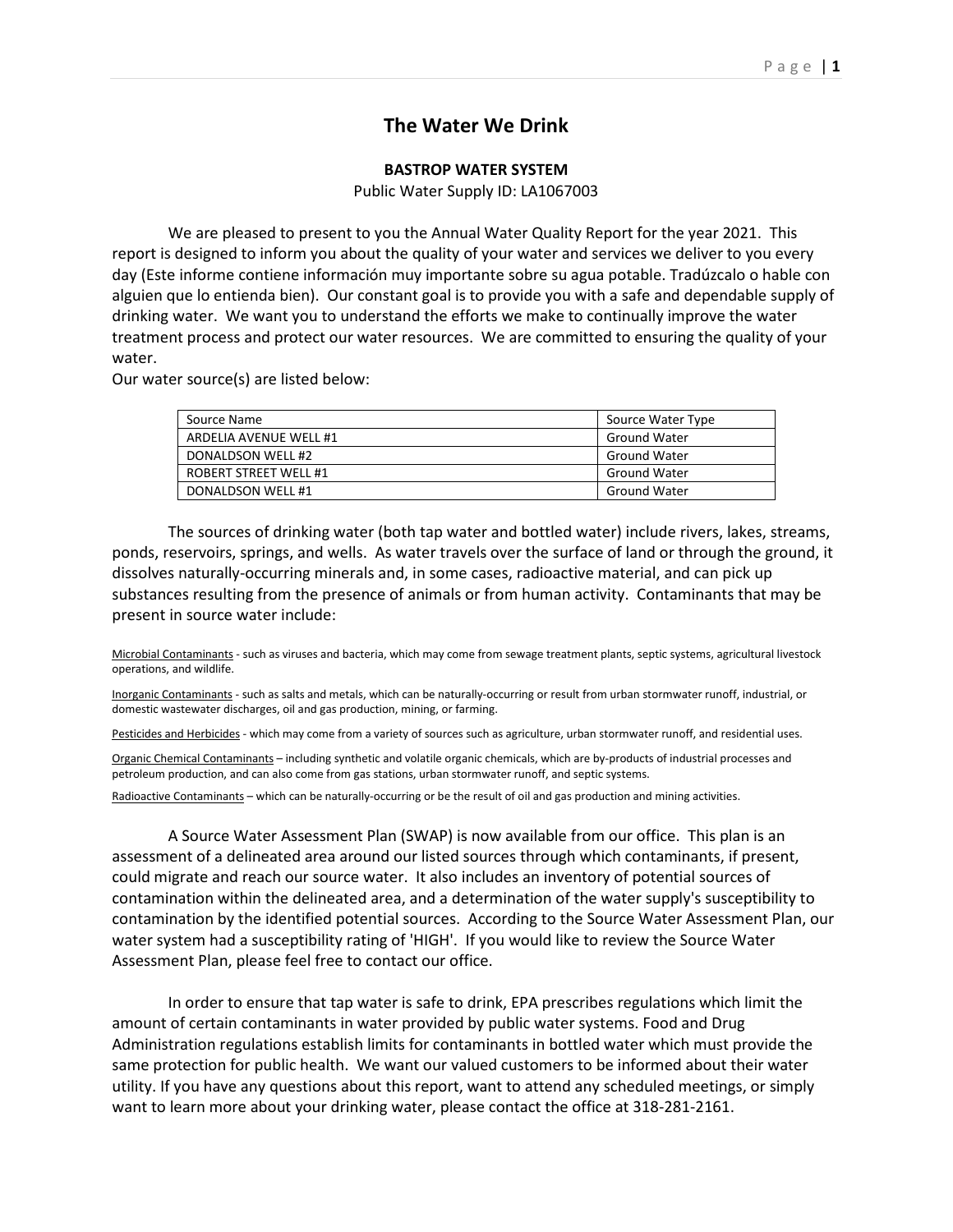# The Water We Drink

**BASTROP WATER SYSTEM**

Public Water Supply ID: LA1067003

We are pleased to present to you the Annual Water Quality Report for the year 2021. This report is designed to inform you about the quality of your water and services we deliver to you every day (Este informe contiene información muy importante sobre su agua potable. Tradúzcalo o hable con alguien que lo entienda bien). Our constant goal is to provide you with a safe and dependable supply of drinking water. We want you to understand the efforts we make to continually improve the water treatment process and protect our water resources. We are committed to ensuring the quality of your water.

Our water source(s) are listed below:

| Source Name | Source Water Type |
| --- | --- |
| ARDELIA AVENUE WELL #1 | Ground Water |
| DONALDSON WELL #2 | Ground Water |
| ROBERT STREET WELL #1 | Ground Water |
| DONALDSON WELL #1 | Ground Water |

The sources of drinking water (both tap water and bottled water) include rivers, lakes, streams, ponds, reservoirs, springs, and wells. As water travels over the surface of land or through the ground, it dissolves naturally-occurring minerals and, in some cases, radioactive material, and can pick up substances resulting from the presence of animals or from human activity. Contaminants that may be present in source water include:

Microbial Contaminants - such as viruses and bacteria, which may come from sewage treatment plants, septic systems, agricultural livestock operations, and wildlife.

Inorganic Contaminants - such as salts and metals, which can be naturally-occurring or result from urban stormwater runoff, industrial, or domestic wastewater discharges, oil and gas production, mining, or farming.

Pesticides and Herbicides - which may come from a variety of sources such as agriculture, urban stormwater runoff, and residential uses.

Organic Chemical Contaminants – including synthetic and volatile organic chemicals, which are by-products of industrial processes and petroleum production, and can also come from gas stations, urban stormwater runoff, and septic systems.

Radioactive Contaminants – which can be naturally-occurring or be the result of oil and gas production and mining activities.

A Source Water Assessment Plan (SWAP) is now available from our office. This plan is an assessment of a delineated area around our listed sources through which contaminants, if present, could migrate and reach our source water. It also includes an inventory of potential sources of contamination within the delineated area, and a determination of the water supply's susceptibility to contamination by the identified potential sources. According to the Source Water Assessment Plan, our water system had a susceptibility rating of 'HIGH'. If you would like to review the Source Water Assessment Plan, please feel free to contact our office.

In order to ensure that tap water is safe to drink, EPA prescribes regulations which limit the amount of certain contaminants in water provided by public water systems. Food and Drug Administration regulations establish limits for contaminants in bottled water which must provide the same protection for public health. We want our valued customers to be informed about their water utility. If you have any questions about this report, want to attend any scheduled meetings, or simply want to learn more about your drinking water, please contact the office at 318-281-2161.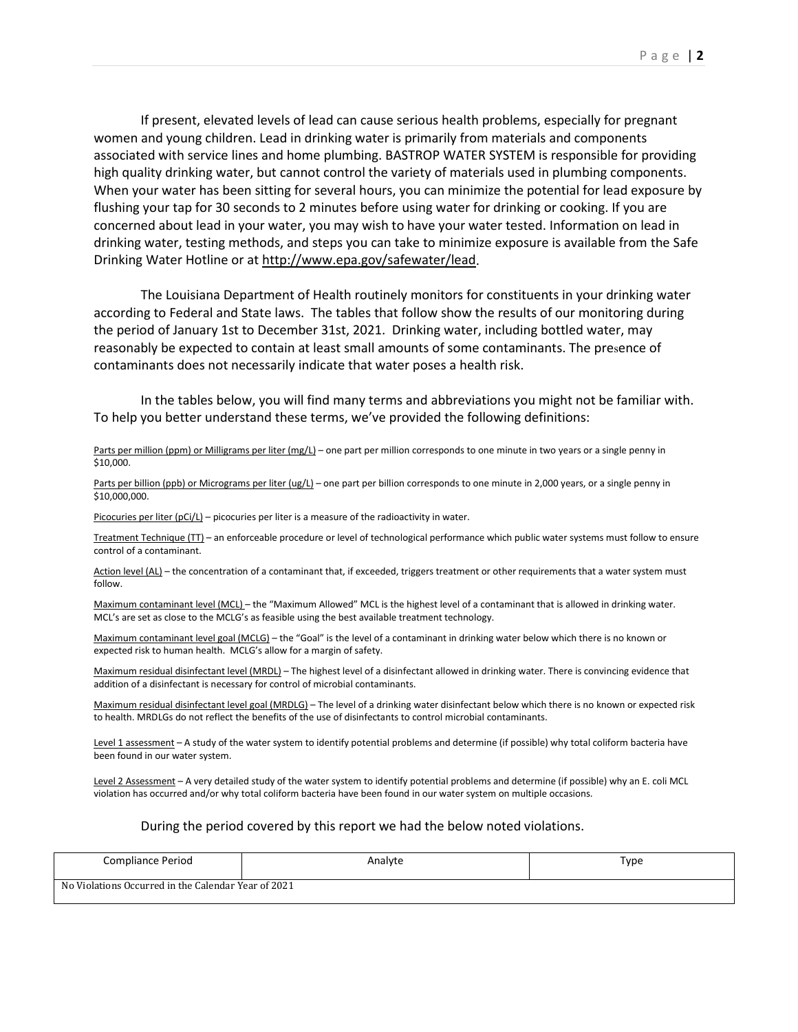If present, elevated levels of lead can cause serious health problems, especially for pregnant women and young children. Lead in drinking water is primarily from materials and components associated with service lines and home plumbing. BASTROP WATER SYSTEM is responsible for providing high quality drinking water, but cannot control the variety of materials used in plumbing components. When your water has been sitting for several hours, you can minimize the potential for lead exposure by flushing your tap for 30 seconds to 2 minutes before using water for drinking or cooking. If you are concerned about lead in your water, you may wish to have your water tested. Information on lead in drinking water, testing methods, and steps you can take to minimize exposure is available from the Safe Drinking Water Hotline or at http://www.epa.gov/safewater/lead.

The Louisiana Department of Health routinely monitors for constituents in your drinking water according to Federal and State laws. The tables that follow show the results of our monitoring during the period of January 1st to December 31st, 2021. Drinking water, including bottled water, may reasonably be expected to contain at least small amounts of some contaminants. The presence of contaminants does not necessarily indicate that water poses a health risk.

In the tables below, you will find many terms and abbreviations you might not be familiar with. To help you better understand these terms, we've provided the following definitions:

Parts per million (ppm) or Milligrams per liter (mg/L) – one part per million corresponds to one minute in two years or a single penny in $10,000.

Parts per billion (ppb) or Micrograms per liter (ug/L) – one part per billion corresponds to one minute in 2,000 years, or a single penny in $10,000,000.

Picocuries per liter (pCi/L) – picocuries per liter is a measure of the radioactivity in water.

Treatment Technique (TT) – an enforceable procedure or level of technological performance which public water systems must follow to ensure control of a contaminant.

Action level (AL) – the concentration of a contaminant that, if exceeded, triggers treatment or other requirements that a water system must follow.

Maximum contaminant level (MCL) – the "Maximum Allowed" MCL is the highest level of a contaminant that is allowed in drinking water. MCL's are set as close to the MCLG's as feasible using the best available treatment technology.

Maximum contaminant level goal (MCLG) – the "Goal" is the level of a contaminant in drinking water below which there is no known or expected risk to human health. MCLG's allow for a margin of safety.

Maximum residual disinfectant level (MRDL) – The highest level of a disinfectant allowed in drinking water. There is convincing evidence that addition of a disinfectant is necessary for control of microbial contaminants.

Maximum residual disinfectant level goal (MRDLG) – The level of a drinking water disinfectant below which there is no known or expected risk to health. MRDLGs do not reflect the benefits of the use of disinfectants to control microbial contaminants.

Level 1 assessment – A study of the water system to identify potential problems and determine (if possible) why total coliform bacteria have been found in our water system.

Level 2 Assessment – A very detailed study of the water system to identify potential problems and determine (if possible) why an E. coli MCL violation has occurred and/or why total coliform bacteria have been found in our water system on multiple occasions.

During the period covered by this report we had the below noted violations.

| Compliance Period | Analyte | Type |
|---|---|---|
| No Violations Occurred in the Calendar Year of 2021 | | |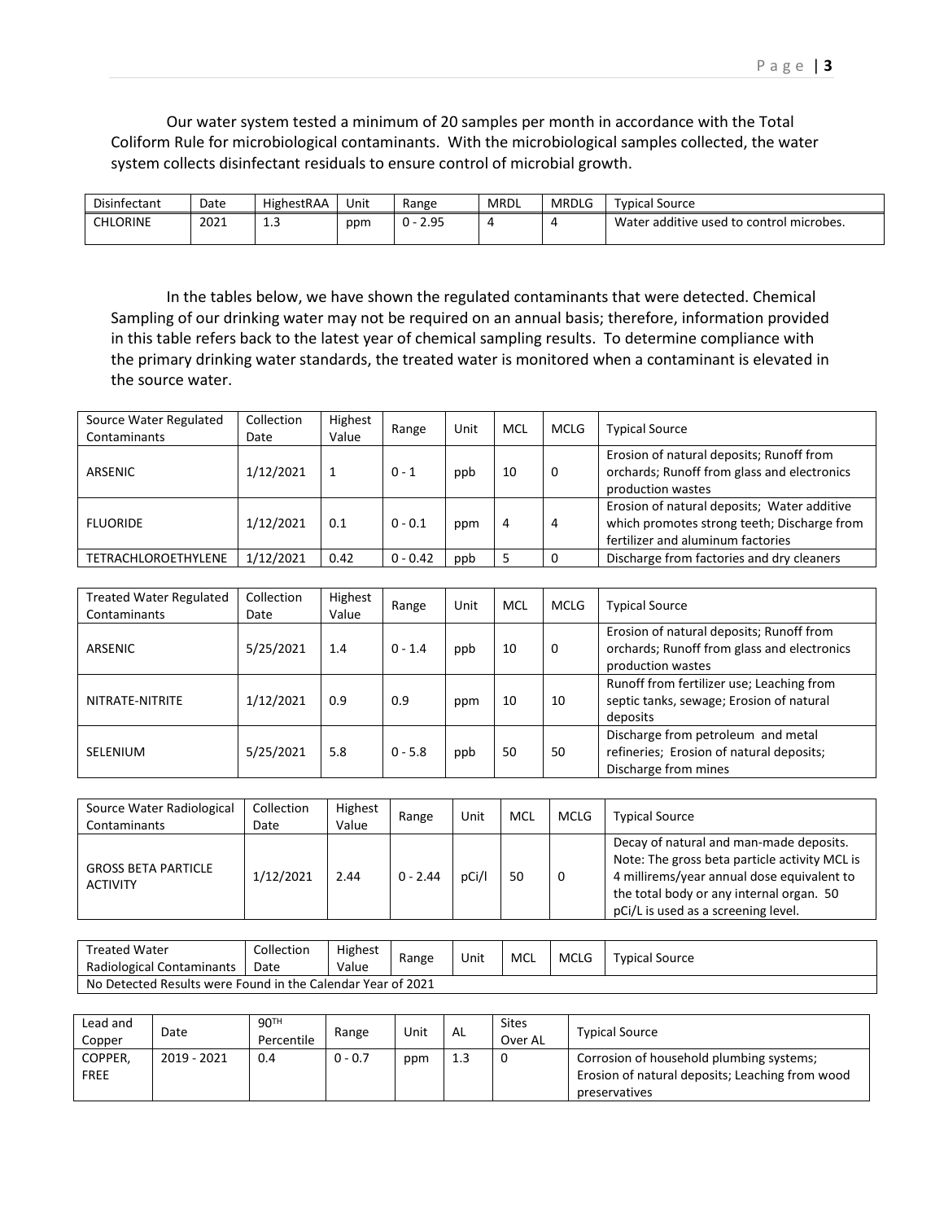Our water system tested a minimum of 20 samples per month in accordance with the Total Coliform Rule for microbiological contaminants. With the microbiological samples collected, the water system collects disinfectant residuals to ensure control of microbial growth.

| Disinfectant | Date | HighestRAA | Unit | Range | MRDL | MRDLG | Typical Source |
|---|---|---|---|---|---|---|---|
| CHLORINE | 2021 | 1.3 | ppm | 0 - 2.95 | 4 | 4 | Water additive used to control microbes. |

In the tables below, we have shown the regulated contaminants that were detected. Chemical Sampling of our drinking water may not be required on an annual basis; therefore, information provided in this table refers back to the latest year of chemical sampling results. To determine compliance with the primary drinking water standards, the treated water is monitored when a contaminant is elevated in the source water.

| Source Water Regulated Contaminants | Collection Date | Highest Value | Range | Unit | MCL | MCLG | Typical Source |
|---|---|---|---|---|---|---|---|
| ARSENIC | 1/12/2021 | 1 | 0 - 1 | ppb | 10 | 0 | Erosion of natural deposits; Runoff from orchards; Runoff from glass and electronics production wastes |
| FLUORIDE | 1/12/2021 | 0.1 | 0 - 0.1 | ppm | 4 | 4 | Erosion of natural deposits; Water additive which promotes strong teeth; Discharge from fertilizer and aluminum factories |
| TETRACHLOROETHYLENE | 1/12/2021 | 0.42 | 0 - 0.42 | ppb | 5 | 0 | Discharge from factories and dry cleaners |

| Treated Water Regulated Contaminants | Collection Date | Highest Value | Range | Unit | MCL | MCLG | Typical Source |
|---|---|---|---|---|---|---|---|
| ARSENIC | 5/25/2021 | 1.4 | 0 - 1.4 | ppb | 10 | 0 | Erosion of natural deposits; Runoff from orchards; Runoff from glass and electronics production wastes |
| NITRATE-NITRITE | 1/12/2021 | 0.9 | 0.9 | ppm | 10 | 10 | Runoff from fertilizer use; Leaching from septic tanks, sewage; Erosion of natural deposits |
| SELENIUM | 5/25/2021 | 5.8 | 0 - 5.8 | ppb | 50 | 50 | Discharge from petroleum and metal refineries; Erosion of natural deposits; Discharge from mines |

| Source Water Radiological Contaminants | Collection Date | Highest Value | Range | Unit | MCL | MCLG | Typical Source |
|---|---|---|---|---|---|---|---|
| GROSS BETA PARTICLE ACTIVITY | 1/12/2021 | 2.44 | 0 - 2.44 | pCi/l | 50 | 0 | Decay of natural and man-made deposits. Note: The gross beta particle activity MCL is 4 millirems/year annual dose equivalent to the total body or any internal organ. 50 pCi/L is used as a screening level. |

| Treated Water Radiological Contaminants | Collection Date | Highest Value | Range | Unit | MCL | MCLG | Typical Source |
|---|---|---|---|---|---|---|---|
| No Detected Results were Found in the Calendar Year of 2021 | | | | | | | |

| Lead and Copper | Date | 90TH Percentile | Range | Unit | AL | Sites Over AL | Typical Source |
|---|---|---|---|---|---|---|---|
| COPPER, FREE | 2019 - 2021 | 0.4 | 0 - 0.7 | ppm | 1.3 | 0 | Corrosion of household plumbing systems; Erosion of natural deposits; Leaching from wood preservatives |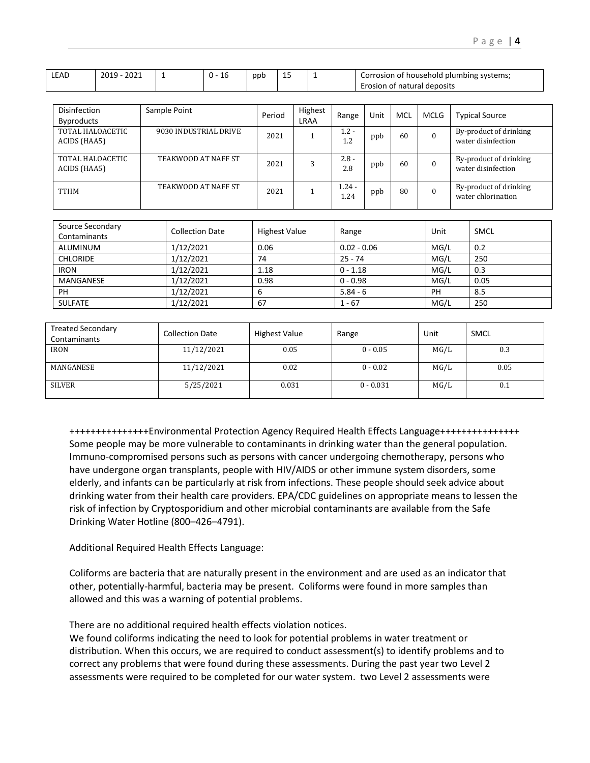| LEAD | 2019 - 2021 | 1 | 0 - 16 | ppb | 15 | 1 | Corrosion of household plumbing systems; Erosion of natural deposits |
|---|---|---|---|---|---|---|---|

| Disinfection Byproducts | Sample Point | Period | Highest LRAA | Range | Unit | MCL | MCLG | Typical Source |
|---|---|---|---|---|---|---|---|---|
| TOTAL HALOACETIC ACIDS (HAA5) | 9030 INDUSTRIAL DRIVE | 2021 | 1 | 1.2 - 1.2 | ppb | 60 | 0 | By-product of drinking water disinfection |
| TOTAL HALOACETIC ACIDS (HAA5) | TEAKWOOD AT NAFF ST | 2021 | 3 | 2.8 - 2.8 | ppb | 60 | 0 | By-product of drinking water disinfection |
| TTHM | TEAKWOOD AT NAFF ST | 2021 | 1 | 1.24 - 1.24 | ppb | 80 | 0 | By-product of drinking water chlorination |

| Source Secondary Contaminants | Collection Date | Highest Value | Range | Unit | SMCL |
|---|---|---|---|---|---|
| ALUMINUM | 1/12/2021 | 0.06 | 0.02 - 0.06 | MG/L | 0.2 |
| CHLORIDE | 1/12/2021 | 74 | 25 - 74 | MG/L | 250 |
| IRON | 1/12/2021 | 1.18 | 0 - 1.18 | MG/L | 0.3 |
| MANGANESE | 1/12/2021 | 0.98 | 0 - 0.98 | MG/L | 0.05 |
| PH | 1/12/2021 | 6 | 5.84 - 6 | PH | 8.5 |
| SULFATE | 1/12/2021 | 67 | 1 - 67 | MG/L | 250 |

| Treated Secondary Contaminants | Collection Date | Highest Value | Range | Unit | SMCL |
|---|---|---|---|---|---|
| IRON | 11/12/2021 | 0.05 | 0 - 0.05 | MG/L | 0.3 |
| MANGANESE | 11/12/2021 | 0.02 | 0 - 0.02 | MG/L | 0.05 |
| SILVER | 5/25/2021 | 0.031 | 0 - 0.031 | MG/L | 0.1 |

+++++++++++++++Environmental Protection Agency Required Health Effects Language+++++++++++++++
Some people may be more vulnerable to contaminants in drinking water than the general population. Immuno-compromised persons such as persons with cancer undergoing chemotherapy, persons who have undergone organ transplants, people with HIV/AIDS or other immune system disorders, some elderly, and infants can be particularly at risk from infections. These people should seek advice about drinking water from their health care providers. EPA/CDC guidelines on appropriate means to lessen the risk of infection by Cryptosporidium and other microbial contaminants are available from the Safe Drinking Water Hotline (800–426–4791).

Additional Required Health Effects Language:

Coliforms are bacteria that are naturally present in the environment and are used as an indicator that other, potentially-harmful, bacteria may be present. Coliforms were found in more samples than allowed and this was a warning of potential problems.

There are no additional required health effects violation notices.
We found coliforms indicating the need to look for potential problems in water treatment or distribution. When this occurs, we are required to conduct assessment(s) to identify problems and to correct any problems that were found during these assessments. During the past year two Level 2 assessments were required to be completed for our water system. two Level 2 assessments were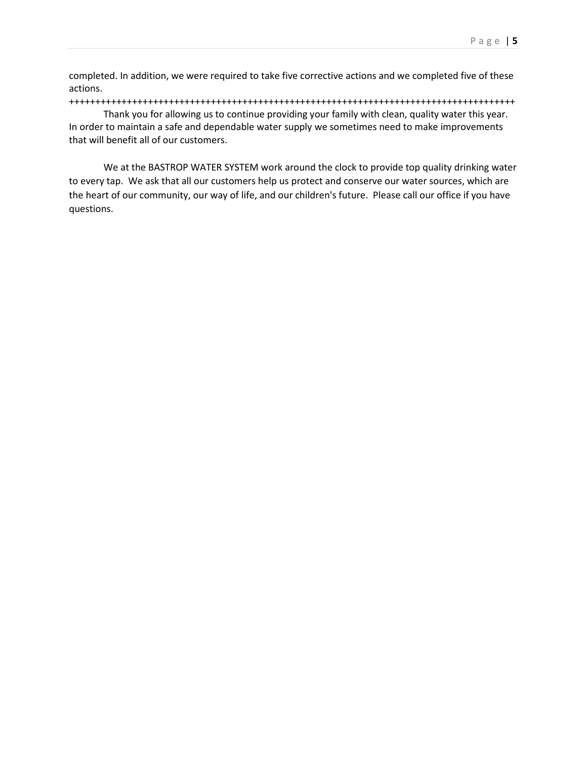completed. In addition, we were required to take five corrective actions and we completed five of these actions.

++++++++++++++++++++++++++++++++++++++++++++++++++++++++++++++++++++++++++++++++++++++

Thank you for allowing us to continue providing your family with clean, quality water this year. In order to maintain a safe and dependable water supply we sometimes need to make improvements that will benefit all of our customers.

We at the BASTROP WATER SYSTEM work around the clock to provide top quality drinking water to every tap. We ask that all our customers help us protect and conserve our water sources, which are the heart of our community, our way of life, and our children's future. Please call our office if you have questions.